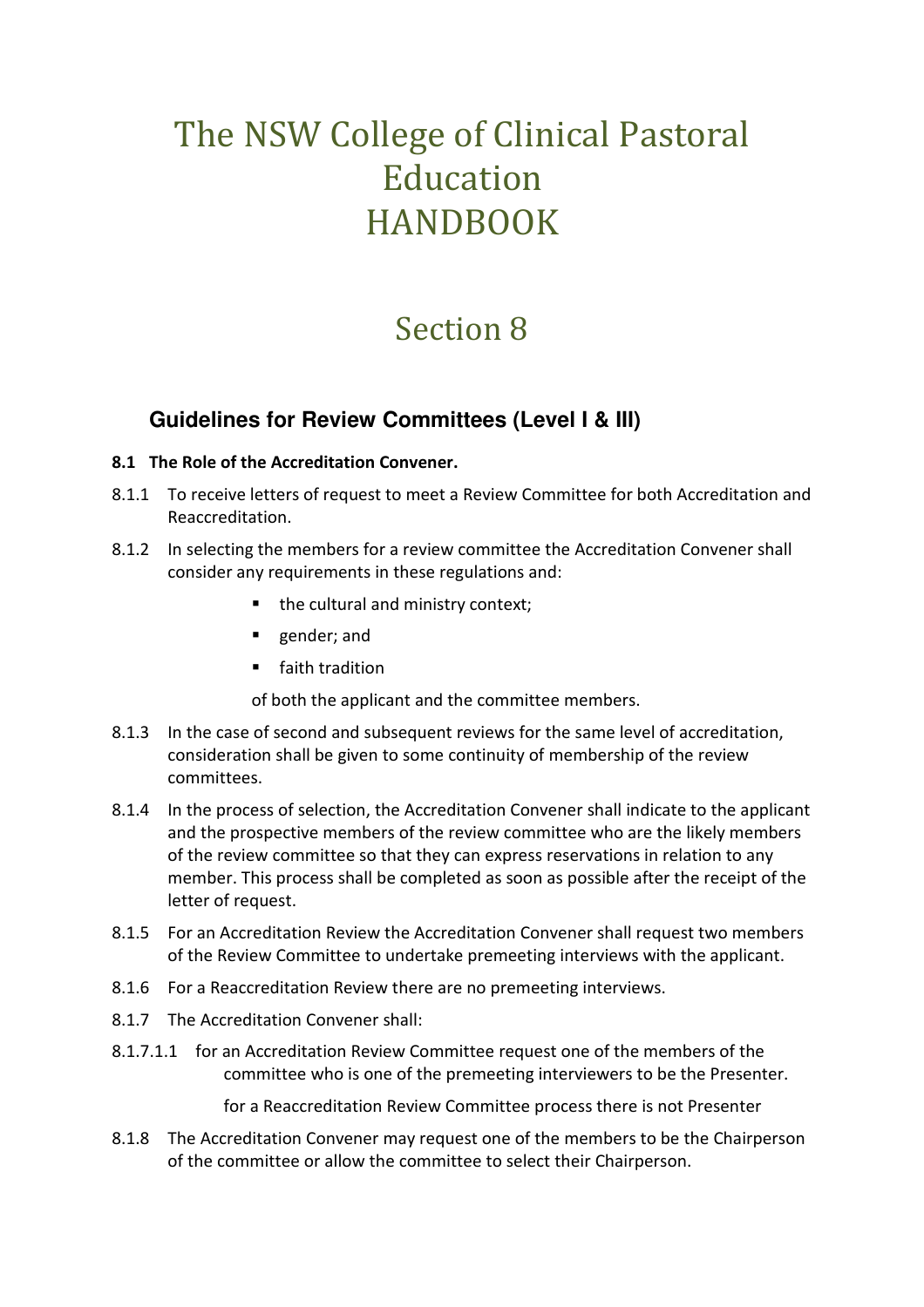# The NSW College of Clinical Pastoral Education HANDBOOK

# Section 8

## Guidelines for Review Committees (Level I & III)

**8.1 The Role of the Accreditation Convener.**

8.1.1 To receive letters of request to meet a Review Committee for both Accreditation and Reaccreditation.

8.1.2 In selecting the members for a review committee the Accreditation Convener shall consider any requirements in these regulations and:

- the cultural and ministry context;
- gender; and
- faith tradition

of both the applicant and the committee members.

8.1.3 In the case of second and subsequent reviews for the same level of accreditation, consideration shall be given to some continuity of membership of the review committees.

8.1.4 In the process of selection, the Accreditation Convener shall indicate to the applicant and the prospective members of the review committee who are the likely members of the review committee so that they can express reservations in relation to any member. This process shall be completed as soon as possible after the receipt of the letter of request.

8.1.5 For an Accreditation Review the Accreditation Convener shall request two members of the Review Committee to undertake premeeting interviews with the applicant.

8.1.6 For a Reaccreditation Review there are no premeeting interviews.

8.1.7 The Accreditation Convener shall:

8.1.7.1.1 for an Accreditation Review Committee request one of the members of the committee who is one of the premeeting interviewers to be the Presenter.

for a Reaccreditation Review Committee process there is not Presenter

8.1.8 The Accreditation Convener may request one of the members to be the Chairperson of the committee or allow the committee to select their Chairperson.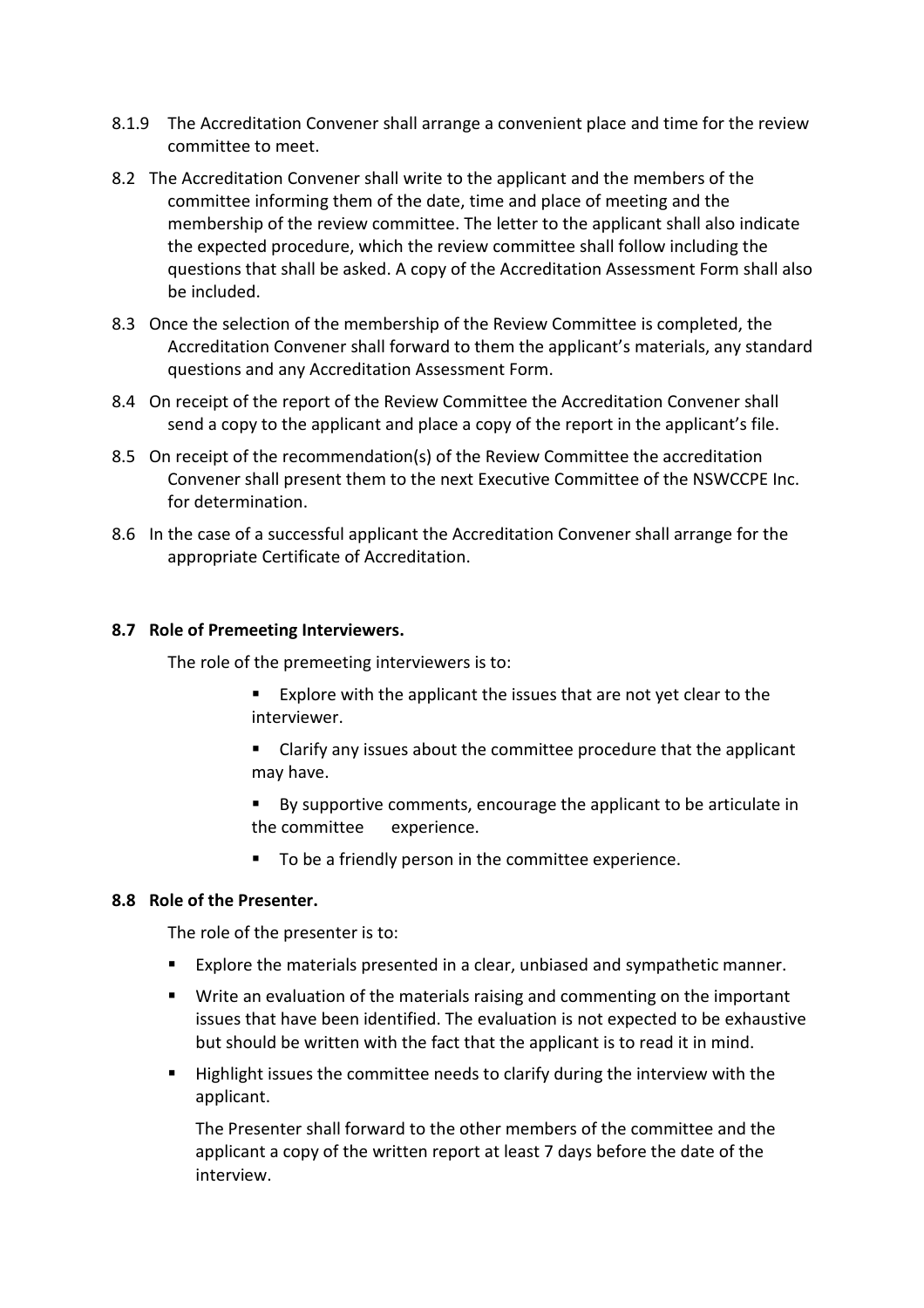8.1.9 The Accreditation Convener shall arrange a convenient place and time for the review committee to meet.

8.2 The Accreditation Convener shall write to the applicant and the members of the committee informing them of the date, time and place of meeting and the membership of the review committee. The letter to the applicant shall also indicate the expected procedure, which the review committee shall follow including the questions that shall be asked. A copy of the Accreditation Assessment Form shall also be included.

8.3 Once the selection of the membership of the Review Committee is completed, the Accreditation Convener shall forward to them the applicant's materials, any standard questions and any Accreditation Assessment Form.

8.4 On receipt of the report of the Review Committee the Accreditation Convener shall send a copy to the applicant and place a copy of the report in the applicant's file.

8.5 On receipt of the recommendation(s) of the Review Committee the accreditation Convener shall present them to the next Executive Committee of the NSWCCPE Inc. for determination.

8.6 In the case of a successful applicant the Accreditation Convener shall arrange for the appropriate Certificate of Accreditation.

**8.7 Role of Premeeting Interviewers.**

The role of the premeeting interviewers is to:

- Explore with the applicant the issues that are not yet clear to the interviewer.
- Clarify any issues about the committee procedure that the applicant may have.
- By supportive comments, encourage the applicant to be articulate in the committee experience.
- To be a friendly person in the committee experience.

**8.8 Role of the Presenter.**

The role of the presenter is to:

- Explore the materials presented in a clear, unbiased and sympathetic manner.
- Write an evaluation of the materials raising and commenting on the important issues that have been identified. The evaluation is not expected to be exhaustive but should be written with the fact that the applicant is to read it in mind.
- Highlight issues the committee needs to clarify during the interview with the applicant.

The Presenter shall forward to the other members of the committee and the applicant a copy of the written report at least 7 days before the date of the interview.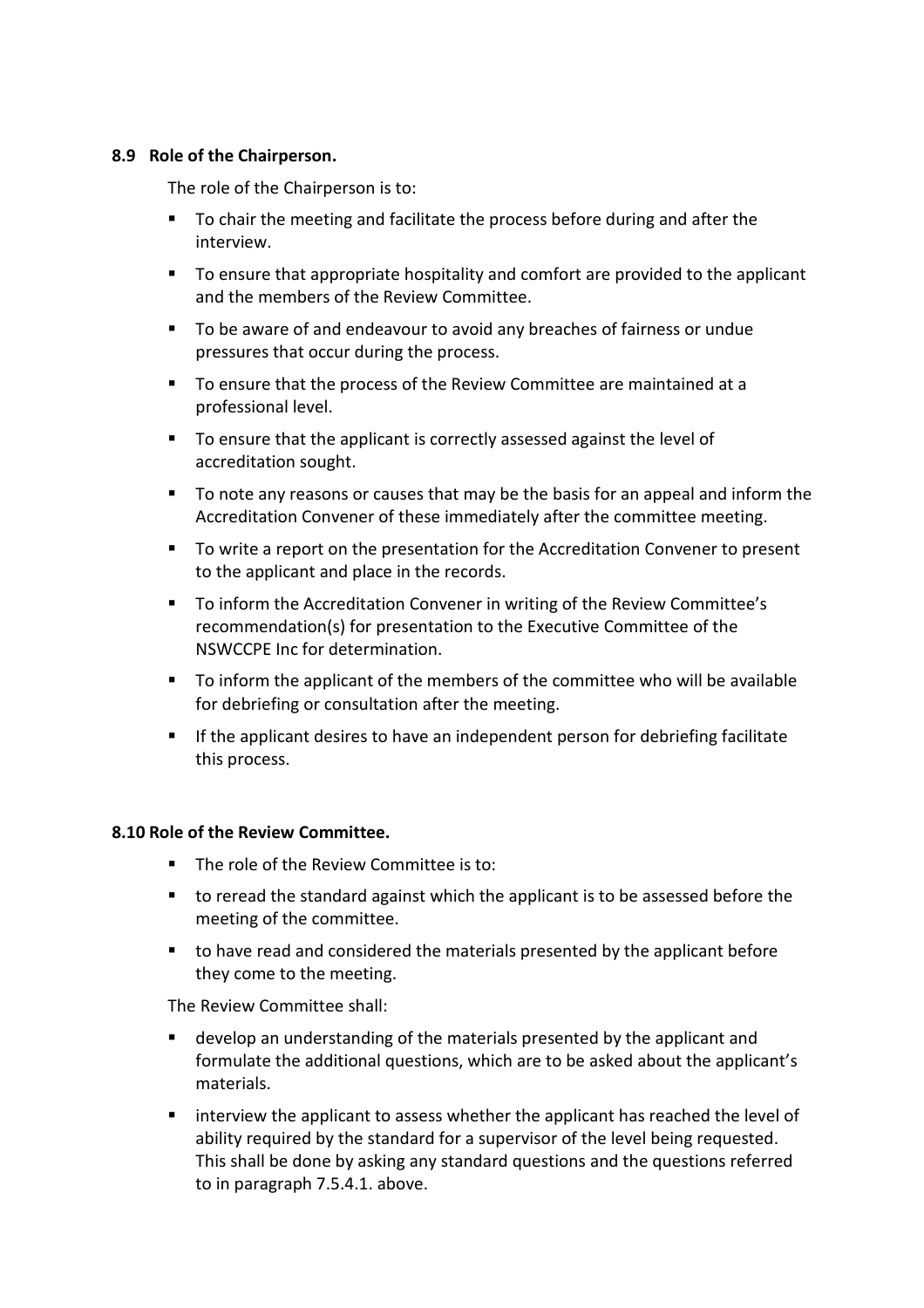### 8.9 Role of the Chairperson.

The role of the Chairperson is to:

- To chair the meeting and facilitate the process before during and after the interview.
- To ensure that appropriate hospitality and comfort are provided to the applicant and the members of the Review Committee.
- To be aware of and endeavour to avoid any breaches of fairness or undue pressures that occur during the process.
- To ensure that the process of the Review Committee are maintained at a professional level.
- To ensure that the applicant is correctly assessed against the level of accreditation sought.
- To note any reasons or causes that may be the basis for an appeal and inform the Accreditation Convener of these immediately after the committee meeting.
- To write a report on the presentation for the Accreditation Convener to present to the applicant and place in the records.
- To inform the Accreditation Convener in writing of the Review Committee's recommendation(s) for presentation to the Executive Committee of the NSWCCPE Inc for determination.
- To inform the applicant of the members of the committee who will be available for debriefing or consultation after the meeting.
- If the applicant desires to have an independent person for debriefing facilitate this process.

### 8.10 Role of the Review Committee.

- The role of the Review Committee is to:
- to reread the standard against which the applicant is to be assessed before the meeting of the committee.
- to have read and considered the materials presented by the applicant before they come to the meeting.

The Review Committee shall:

- develop an understanding of the materials presented by the applicant and formulate the additional questions, which are to be asked about the applicant's materials.
- interview the applicant to assess whether the applicant has reached the level of ability required by the standard for a supervisor of the level being requested. This shall be done by asking any standard questions and the questions referred to in paragraph 7.5.4.1. above.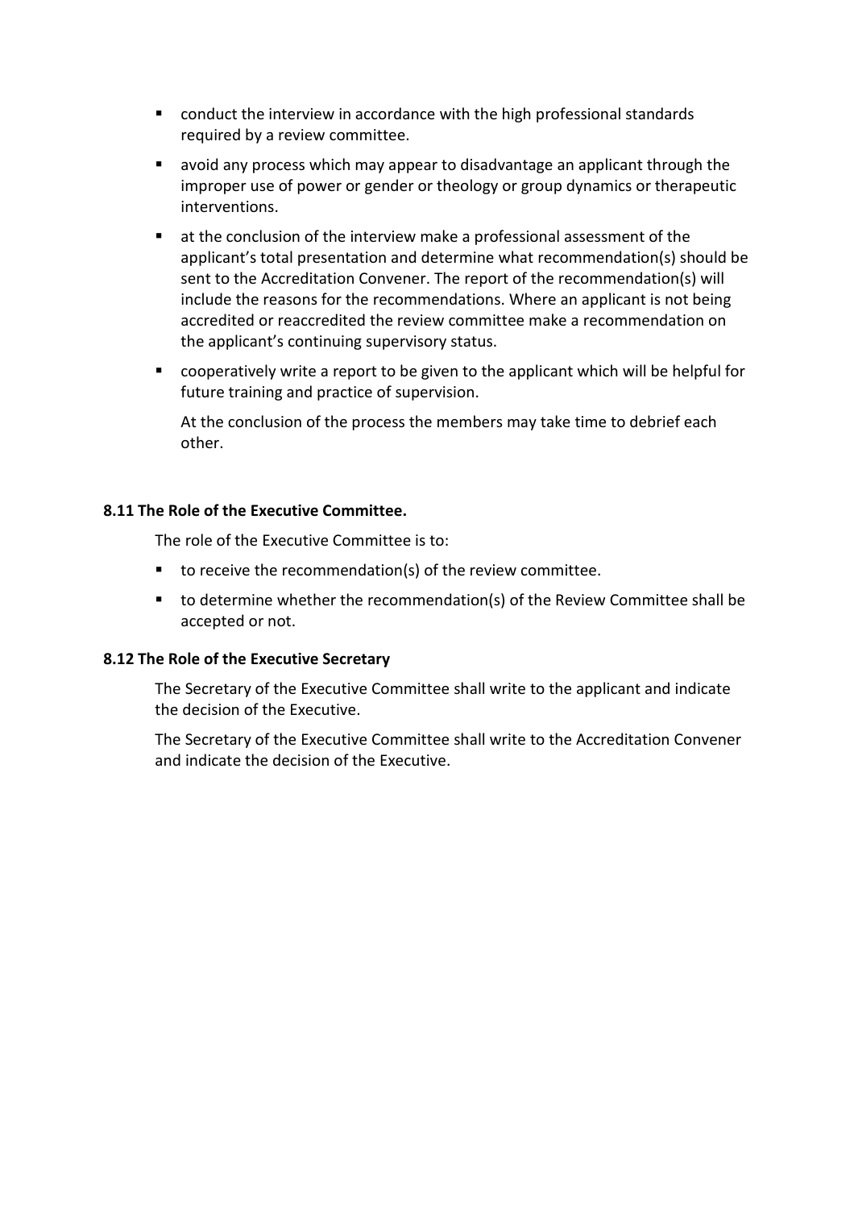- conduct the interview in accordance with the high professional standards required by a review committee.
- avoid any process which may appear to disadvantage an applicant through the improper use of power or gender or theology or group dynamics or therapeutic interventions.
- at the conclusion of the interview make a professional assessment of the applicant's total presentation and determine what recommendation(s) should be sent to the Accreditation Convener. The report of the recommendation(s) will include the reasons for the recommendations. Where an applicant is not being accredited or reaccredited the review committee make a recommendation on the applicant's continuing supervisory status.
- cooperatively write a report to be given to the applicant which will be helpful for future training and practice of supervision.

  At the conclusion of the process the members may take time to debrief each other.

**8.11 The Role of the Executive Committee.**

The role of the Executive Committee is to:

- to receive the recommendation(s) of the review committee.
- to determine whether the recommendation(s) of the Review Committee shall be accepted or not.

**8.12 The Role of the Executive Secretary**

The Secretary of the Executive Committee shall write to the applicant and indicate the decision of the Executive.

The Secretary of the Executive Committee shall write to the Accreditation Convener and indicate the decision of the Executive.